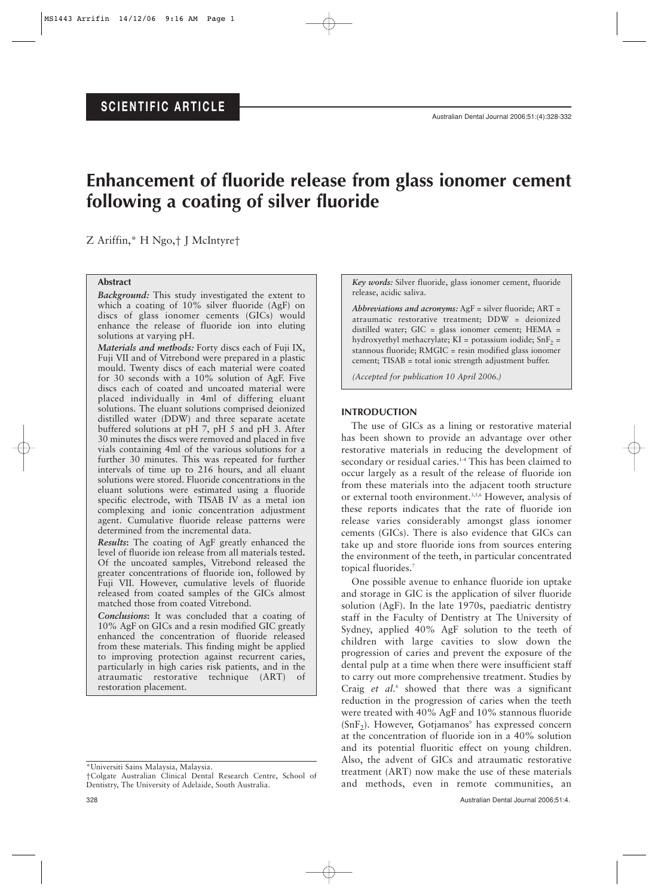**SCIENTIFIC ARTICLE**

# Enhancement of fluoride release from glass ionomer cement following a coating of silver fluoride

Z Ariffin,* H Ngo,† J McIntyre†

## Abstract

***Background:*** This study investigated the extent to which a coating of 10% silver fluoride (AgF) on discs of glass ionomer cements (GICs) would enhance the release of fluoride ion into eluting solutions at varying pH.

***Materials and methods:*** Forty discs each of Fuji IX, Fuji VII and of Vitrebond were prepared in a plastic mould. Twenty discs of each material were coated for 30 seconds with a 10% solution of AgF. Five discs each of coated and uncoated material were placed individually in 4ml of differing eluant solutions. The eluant solutions comprised deionized distilled water (DDW) and three separate acetate buffered solutions at pH 7, pH 5 and pH 3. After 30 minutes the discs were removed and placed in five vials containing 4ml of the various solutions for a further 30 minutes. This was repeated for further intervals of time up to 216 hours, and all eluant solutions were stored. Fluoride concentrations in the eluant solutions were estimated using a fluoride specific electrode, with TISAB IV as a metal ion complexing and ionic concentration adjustment agent. Cumulative fluoride release patterns were determined from the incremental data.

***Results*****:** The coating of AgF greatly enhanced the level of fluoride ion release from all materials tested**.** Of the uncoated samples, Vitrebond released the greater concentrations of fluoride ion, followed by Fuji VII. However, cumulative levels of fluoride released from coated samples of the GICs almost matched those from coated Vitrebond.

***Conclusions*****:** It was concluded that a coating of 10% AgF on GICs and a resin modified GIC greatly enhanced the concentration of fluoride released from these materials. This finding might be applied to improving protection against recurrent caries, particularly in high caries risk patients, and in the atraumatic restorative technique (ART) of restoration placement.

*Key words:* Silver fluoride, glass ionomer cement, fluoride release, acidic saliva.

*Abbreviations and acronyms:* AgF = silver fluoride; ART = atraumatic restorative treatment; DDW = deionized distilled water; GIC = glass ionomer cement; HEMA = hydroxyethyl methacrylate; KI = potassium iodide; $SnF_2$ = stannous fluoride; RMGIC = resin modified glass ionomer cement; TISAB = total ionic strength adjustment buffer.

*(Accepted for publication 10 April 2006.)*

## INTRODUCTION

The use of GICs as a lining or restorative material has been shown to provide an advantage over other restorative materials in reducing the development of secondary or residual caries.[1-4] This has been claimed to occur largely as a result of the release of fluoride ion from these materials into the adjacent tooth structure or external tooth environment.[3,5,6] However, analysis of these reports indicates that the rate of fluoride ion release varies considerably amongst glass ionomer cements (GICs). There is also evidence that GICs can take up and store fluoride ions from sources entering the environment of the teeth, in particular concentrated topical fluorides.[7]

One possible avenue to enhance fluoride ion uptake and storage in GIC is the application of silver fluoride solution (AgF). In the late 1970s, paediatric dentistry staff in the Faculty of Dentistry at The University of Sydney, applied 40% AgF solution to the teeth of children with large cavities to slow down the progression of caries and prevent the exposure of the dental pulp at a time when there were insufficient staff to carry out more comprehensive treatment. Studies by Craig *et al.*[8] showed that there was a significant reduction in the progression of caries when the teeth were treated with 40% AgF and 10% stannous fluoride ($SnF_2$). However, Gotjamanos[9] has expressed concern at the concentration of fluoride ion in a 40% solution and its potential fluoritic effect on young children. Also, the advent of GICs and atraumatic restorative treatment (ART) now make the use of these materials and methods, even in remote communities, an

*Universiti Sains Malaysia, Malaysia.

†Colgate Australian Clinical Dental Research Centre, School of Dentistry, The University of Adelaide, South Australia.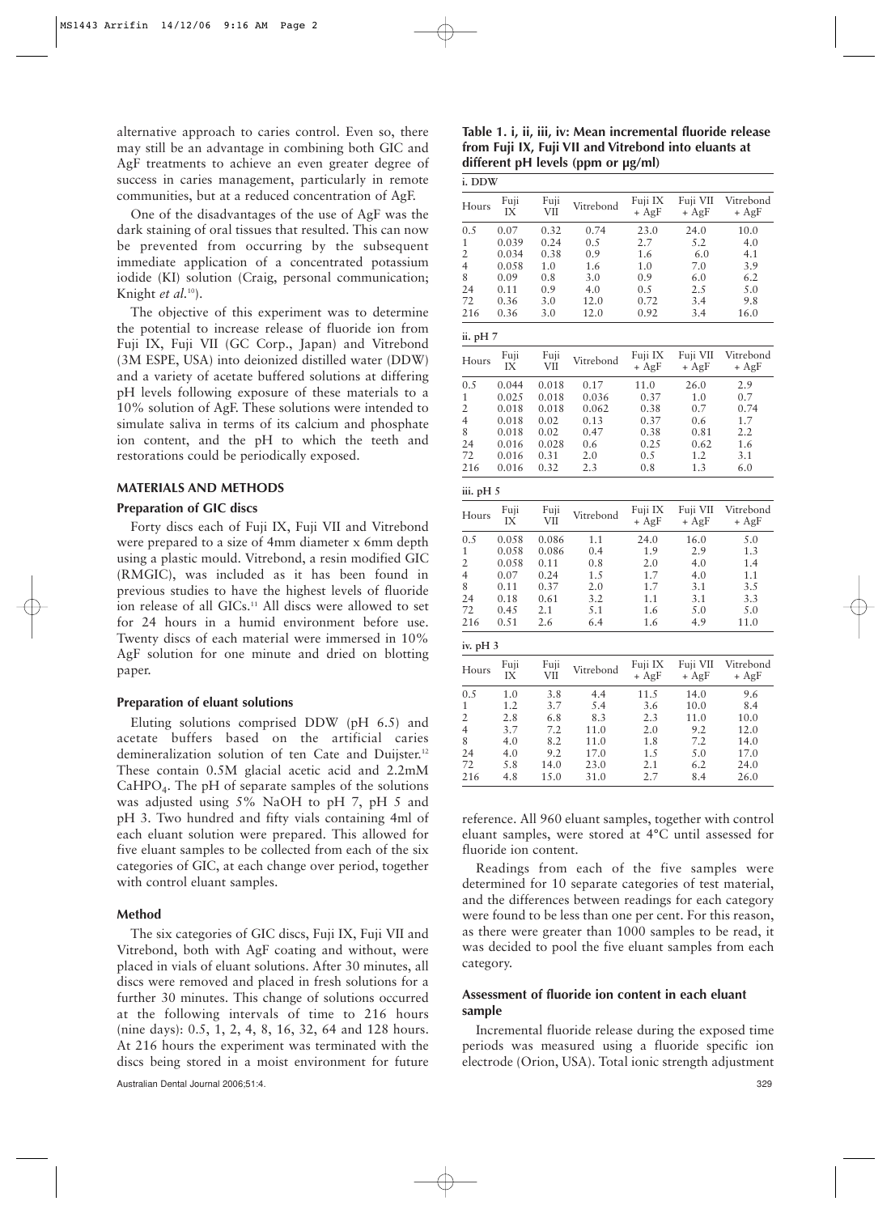alternative approach to caries control. Even so, there may still be an advantage in combining both GIC and AgF treatments to achieve an even greater degree of success in caries management, particularly in remote communities, but at a reduced concentration of AgF.

One of the disadvantages of the use of AgF was the dark staining of oral tissues that resulted. This can now be prevented from occurring by the subsequent immediate application of a concentrated potassium iodide (KI) solution (Craig, personal communication; Knight *et al.*[10]).

The objective of this experiment was to determine the potential to increase release of fluoride ion from Fuji IX, Fuji VII (GC Corp., Japan) and Vitrebond (3M ESPE, USA) into deionized distilled water (DDW) and a variety of acetate buffered solutions at differing pH levels following exposure of these materials to a 10% solution of AgF. These solutions were intended to simulate saliva in terms of its calcium and phosphate ion content, and the pH to which the teeth and restorations could be periodically exposed.

## MATERIALS AND METHODS

### Preparation of GIC discs

Forty discs each of Fuji IX, Fuji VII and Vitrebond were prepared to a size of 4mm diameter x 6mm depth using a plastic mould. Vitrebond, a resin modified GIC (RMGIC), was included as it has been found in previous studies to have the highest levels of fluoride ion release of all GICs.[11] All discs were allowed to set for 24 hours in a humid environment before use. Twenty discs of each material were immersed in 10% AgF solution for one minute and dried on blotting paper.

### Preparation of eluant solutions

Eluting solutions comprised DDW (pH 6.5) and acetate buffers based on the artificial caries demineralization solution of ten Cate and Duijster.[12] These contain 0.5M glacial acetic acid and 2.2mM $CaHPO_4$. The pH of separate samples of the solutions was adjusted using 5% NaOH to pH 7, pH 5 and pH 3. Two hundred and fifty vials containing 4ml of each eluant solution were prepared. This allowed for five eluant samples to be collected from each of the six categories of GIC, at each change over period, together with control eluant samples.

### Method

The six categories of GIC discs, Fuji IX, Fuji VII and Vitrebond, both with AgF coating and without, were placed in vials of eluant solutions. After 30 minutes, all discs were removed and placed in fresh solutions for a further 30 minutes. This change of solutions occurred at the following intervals of time to 216 hours (nine days): 0.5, 1, 2, 4, 8, 16, 32, 64 and 128 hours. At 216 hours the experiment was terminated with the discs being stored in a moist environment for future reference. All 960 eluant samples, together with control eluant samples, were stored at 4°C until assessed for fluoride ion content.

Readings from each of the five samples were determined for 10 separate categories of test material, and the differences between readings for each category were found to be less than one per cent. For this reason, as there were greater than 1000 samples to be read, it was decided to pool the five eluant samples from each category.

### Assessment of fluoride ion content in each eluant sample

Incremental fluoride release during the exposed time periods was measured using a fluoride specific ion electrode (Orion, USA). Total ionic strength adjustment

**Table 1. i, ii, iii, iv: Mean incremental fluoride release from Fuji IX, Fuji VII and Vitrebond into eluants at different pH levels (ppm or µg/ml)**

**i. DDW**

| Hours | Fuji IX | Fuji VII | Vitrebond | Fuji IX + AgF | Fuji VII + AgF | Vitrebond + AgF |
|---|---|---|---|---|---|---|
| 0.5 | 0.07 | 0.32 | 0.74 | 23.0 | 24.0 | 10.0 |
| 1 | 0.039 | 0.24 | 0.5 | 2.7 | 5.2 | 4.0 |
| 2 | 0.034 | 0.38 | 0.9 | 1.6 | 6.0 | 4.1 |
| 4 | 0.058 | 1.0 | 1.6 | 1.0 | 7.0 | 3.9 |
| 8 | 0.09 | 0.8 | 3.0 | 0.9 | 6.0 | 6.2 |
| 24 | 0.11 | 0.9 | 4.0 | 0.5 | 2.5 | 5.0 |
| 72 | 0.36 | 3.0 | 12.0 | 0.72 | 3.4 | 9.8 |
| 216 | 0.36 | 3.0 | 12.0 | 0.92 | 3.4 | 16.0 |

**ii. pH 7**

| Hours | Fuji IX | Fuji VII | Vitrebond | Fuji IX + AgF | Fuji VII + AgF | Vitrebond + AgF |
|---|---|---|---|---|---|---|
| 0.5 | 0.044 | 0.018 | 0.17 | 11.0 | 26.0 | 2.9 |
| 1 | 0.025 | 0.018 | 0.036 | 0.37 | 1.0 | 0.7 |
| 2 | 0.018 | 0.018 | 0.062 | 0.38 | 0.7 | 0.74 |
| 4 | 0.018 | 0.02 | 0.13 | 0.37 | 0.6 | 1.7 |
| 8 | 0.018 | 0.02 | 0.47 | 0.38 | 0.81 | 2.2 |
| 24 | 0.016 | 0.028 | 0.6 | 0.25 | 0.62 | 1.6 |
| 72 | 0.016 | 0.31 | 2.0 | 0.5 | 1.2 | 3.1 |
| 216 | 0.016 | 0.32 | 2.3 | 0.8 | 1.3 | 6.0 |

**iii. pH 5**

| Hours | Fuji IX | Fuji VII | Vitrebond | Fuji IX + AgF | Fuji VII + AgF | Vitrebond + AgF |
|---|---|---|---|---|---|---|
| 0.5 | 0.058 | 0.086 | 1.1 | 24.0 | 16.0 | 5.0 |
| 1 | 0.058 | 0.086 | 0.4 | 1.9 | 2.9 | 1.3 |
| 2 | 0.058 | 0.11 | 0.8 | 2.0 | 4.0 | 1.4 |
| 4 | 0.07 | 0.24 | 1.5 | 1.7 | 4.0 | 1.1 |
| 8 | 0.11 | 0.37 | 2.0 | 1.7 | 3.1 | 3.5 |
| 24 | 0.18 | 0.61 | 3.2 | 1.1 | 3.1 | 3.3 |
| 72 | 0.45 | 2.1 | 5.1 | 1.6 | 5.0 | 5.0 |
| 216 | 0.51 | 2.6 | 6.4 | 1.6 | 4.9 | 11.0 |

**iv. pH 3**

| Hours | Fuji IX | Fuji VII | Vitrebond | Fuji IX + AgF | Fuji VII + AgF | Vitrebond + AgF |
|---|---|---|---|---|---|---|
| 0.5 | 1.0 | 3.8 | 4.4 | 11.5 | 14.0 | 9.6 |
| 1 | 1.2 | 3.7 | 5.4 | 3.6 | 10.0 | 8.4 |
| 2 | 2.8 | 6.8 | 8.3 | 2.3 | 11.0 | 10.0 |
| 4 | 3.7 | 7.2 | 11.0 | 2.0 | 9.2 | 12.0 |
| 8 | 4.0 | 8.2 | 11.0 | 1.8 | 7.2 | 14.0 |
| 24 | 4.0 | 9.2 | 17.0 | 1.5 | 5.0 | 17.0 |
| 72 | 5.8 | 14.0 | 23.0 | 2.1 | 6.2 | 24.0 |
| 216 | 4.8 | 15.0 | 31.0 | 2.7 | 8.4 | 26.0 |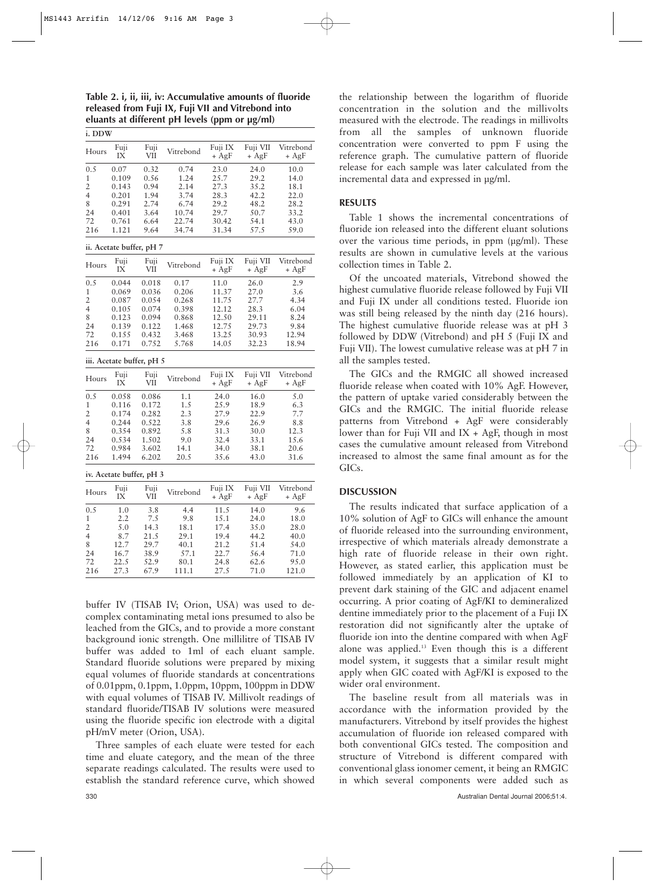**Table 2. i, ii, iii, iv: Accumulative amounts of fluoride released from Fuji IX, Fuji VII and Vitrebond into eluants at different pH levels (ppm or µg/ml)**

**i. DDW**

| Hours | Fuji IX | Fuji VII | Vitrebond | Fuji IX + AgF | Fuji VII + AgF | Vitrebond + AgF |
|---|---|---|---|---|---|---|
| 0.5 | 0.07 | 0.32 | 0.74 | 23.0 | 24.0 | 10.0 |
| 1 | 0.109 | 0.56 | 1.24 | 25.7 | 29.2 | 14.0 |
| 2 | 0.143 | 0.94 | 2.14 | 27.3 | 35.2 | 18.1 |
| 4 | 0.201 | 1.94 | 3.74 | 28.3 | 42.2 | 22.0 |
| 8 | 0.291 | 2.74 | 6.74 | 29.2 | 48.2 | 28.2 |
| 24 | 0.401 | 3.64 | 10.74 | 29.7 | 50.7 | 33.2 |
| 72 | 0.761 | 6.64 | 22.74 | 30.42 | 54.1 | 43.0 |
| 216 | 1.121 | 9.64 | 34.74 | 31.34 | 57.5 | 59.0 |

**ii. Acetate buffer, pH 7**

| Hours | Fuji IX | Fuji VII | Vitrebond | Fuji IX + AgF | Fuji VII + AgF | Vitrebond + AgF |
|---|---|---|---|---|---|---|
| 0.5 | 0.044 | 0.018 | 0.17 | 11.0 | 26.0 | 2.9 |
| 1 | 0.069 | 0.036 | 0.206 | 11.37 | 27.0 | 3.6 |
| 2 | 0.087 | 0.054 | 0.268 | 11.75 | 27.7 | 4.34 |
| 4 | 0.105 | 0.074 | 0.398 | 12.12 | 28.3 | 6.04 |
| 8 | 0.123 | 0.094 | 0.868 | 12.50 | 29.11 | 8.24 |
| 24 | 0.139 | 0.122 | 1.468 | 12.75 | 29.73 | 9.84 |
| 72 | 0.155 | 0.432 | 3.468 | 13.25 | 30.93 | 12.94 |
| 216 | 0.171 | 0.752 | 5.768 | 14.05 | 32.23 | 18.94 |

**iii. Acetate buffer, pH 5**

| Hours | Fuji IX | Fuji VII | Vitrebond | Fuji IX + AgF | Fuji VII + AgF | Vitrebond + AgF |
|---|---|---|---|---|---|---|
| 0.5 | 0.058 | 0.086 | 1.1 | 24.0 | 16.0 | 5.0 |
| 1 | 0.116 | 0.172 | 1.5 | 25.9 | 18.9 | 6.3 |
| 2 | 0.174 | 0.282 | 2.3 | 27.9 | 22.9 | 7.7 |
| 4 | 0.244 | 0.522 | 3.8 | 29.6 | 26.9 | 8.8 |
| 8 | 0.354 | 0.892 | 5.8 | 31.3 | 30.0 | 12.3 |
| 24 | 0.534 | 1.502 | 9.0 | 32.4 | 33.1 | 15.6 |
| 72 | 0.984 | 3.602 | 14.1 | 34.0 | 38.1 | 20.6 |
| 216 | 1.494 | 6.202 | 20.5 | 35.6 | 43.0 | 31.6 |

**iv. Acetate buffer, pH 3**

| Hours | Fuji IX | Fuji VII | Vitrebond | Fuji IX + AgF | Fuji VII + AgF | Vitrebond + AgF |
|---|---|---|---|---|---|---|
| 0.5 | 1.0 | 3.8 | 4.4 | 11.5 | 14.0 | 9.6 |
| 1 | 2.2 | 7.5 | 9.8 | 15.1 | 24.0 | 18.0 |
| 2 | 5.0 | 14.3 | 18.1 | 17.4 | 35.0 | 28.0 |
| 4 | 8.7 | 21.5 | 29.1 | 19.4 | 44.2 | 40.0 |
| 8 | 12.7 | 29.7 | 40.1 | 21.2 | 51.4 | 54.0 |
| 24 | 16.7 | 38.9 | 57.1 | 22.7 | 56.4 | 71.0 |
| 72 | 22.5 | 52.9 | 80.1 | 24.8 | 62.6 | 95.0 |
| 216 | 27.3 | 67.9 | 111.1 | 27.5 | 71.0 | 121.0 |

buffer IV (TISAB IV; Orion, USA) was used to de-complex contaminating metal ions presumed to also be leached from the GICs, and to provide a more constant background ionic strength. One millilitre of TISAB IV buffer was added to 1ml of each eluant sample. Standard fluoride solutions were prepared by mixing equal volumes of fluoride standards at concentrations of 0.01ppm, 0.1ppm, 1.0ppm, 10ppm, 100ppm in DDW with equal volumes of TISAB IV. Millivolt readings of standard fluoride/TISAB IV solutions were measured using the fluoride specific ion electrode with a digital pH/mV meter (Orion, USA).

Three samples of each eluate were tested for each time and eluate category, and the mean of the three separate readings calculated. The results were used to establish the standard reference curve, which showed the relationship between the logarithm of fluoride concentration in the solution and the millivolts measured with the electrode. The readings in millivolts from all the samples of unknown fluoride concentration were converted to ppm F using the reference graph. The cumulative pattern of fluoride release for each sample was later calculated from the incremental data and expressed in µg/ml.

## RESULTS

Table 1 shows the incremental concentrations of fluoride ion released into the different eluant solutions over the various time periods, in ppm (µg/ml). These results are shown in cumulative levels at the various collection times in Table 2.

Of the uncoated materials, Vitrebond showed the highest cumulative fluoride release followed by Fuji VII and Fuji IX under all conditions tested. Fluoride ion was still being released by the ninth day (216 hours). The highest cumulative fluoride release was at pH 3 followed by DDW (Vitrebond) and pH 5 (Fuji IX and Fuji VII). The lowest cumulative release was at pH 7 in all the samples tested.

The GICs and the RMGIC all showed increased fluoride release when coated with 10% AgF. However, the pattern of uptake varied considerably between the GICs and the RMGIC. The initial fluoride release patterns from Vitrebond + AgF were considerably lower than for Fuji VII and IX + AgF, though in most cases the cumulative amount released from Vitrebond increased to almost the same final amount as for the GICs.

## DISCUSSION

The results indicated that surface application of a 10% solution of AgF to GICs will enhance the amount of fluoride released into the surrounding environment, irrespective of which materials already demonstrate a high rate of fluoride release in their own right. However, as stated earlier, this application must be followed immediately by an application of KI to prevent dark staining of the GIC and adjacent enamel occurring. A prior coating of AgF/KI to demineralized dentine immediately prior to the placement of a Fuji IX restoration did not significantly alter the uptake of fluoride ion into the dentine compared with when AgF alone was applied.[13] Even though this is a different model system, it suggests that a similar result might apply when GIC coated with AgF/KI is exposed to the wider oral environment.

The baseline result from all materials was in accordance with the information provided by the manufacturers. Vitrebond by itself provides the highest accumulation of fluoride ion released compared with both conventional GICs tested. The composition and structure of Vitrebond is different compared with conventional glass ionomer cement, it being an RMGIC in which several components were added such as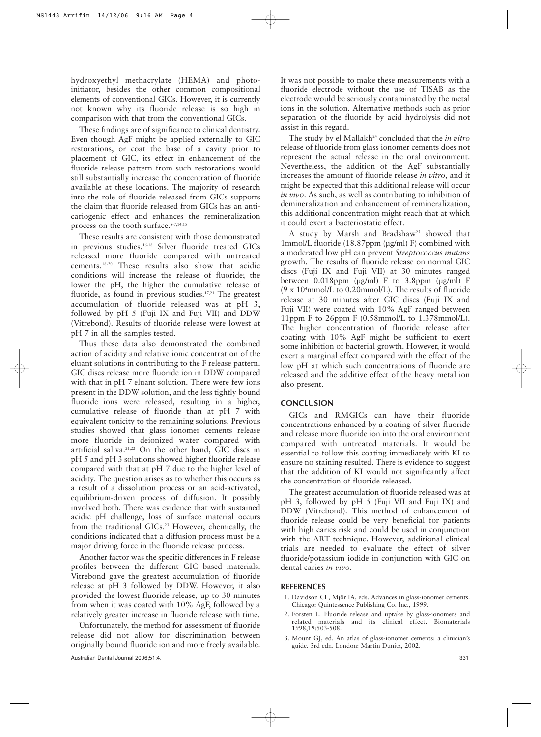hydroxyethyl methacrylate (HEMA) and photoinitiator, besides the other common compositional elements of conventional GICs. However, it is currently not known why its fluoride release is so high in comparison with that from the conventional GICs.

These findings are of significance to clinical dentistry. Even though AgF might be applied externally to GIC restorations, or coat the base of a cavity prior to placement of GIC, its effect in enhancement of the fluoride release pattern from such restorations would still substantially increase the concentration of fluoride available at these locations. The majority of research into the role of fluoride released from GICs supports the claim that fluoride released from GICs has an anti-cariogenic effect and enhances the remineralization process on the tooth surface.[5-7,14,15]

These results are consistent with those demonstrated in previous studies.[16-18] Silver fluoride treated GICs released more fluoride compared with untreated cements.[18-20] These results also show that acidic conditions will increase the release of fluoride; the lower the pH, the higher the cumulative release of fluoride, as found in previous studies.[17,21] The greatest accumulation of fluoride released was at pH 3, followed by pH 5 (Fuji IX and Fuji VII) and DDW (Vitrebond). Results of fluoride release were lowest at pH 7 in all the samples tested.

Thus these data also demonstrated the combined action of acidity and relative ionic concentration of the eluant solutions in contributing to the F release pattern. GIC discs release more fluoride ion in DDW compared with that in pH 7 eluant solution. There were few ions present in the DDW solution, and the less tightly bound fluoride ions were released, resulting in a higher, cumulative release of fluoride than at pH 7 with equivalent tonicity to the remaining solutions. Previous studies showed that glass ionomer cements release more fluoride in deionized water compared with artificial saliva.[21,22] On the other hand, GIC discs in pH 5 and pH 3 solutions showed higher fluoride release compared with that at pH 7 due to the higher level of acidity. The question arises as to whether this occurs as a result of a dissolution process or an acid-activated, equilibrium-driven process of diffusion. It possibly involved both. There was evidence that with sustained acidic pH challenge, loss of surface material occurs from the traditional GICs.[23] However, chemically, the conditions indicated that a diffusion process must be a major driving force in the fluoride release process.

Another factor was the specific differences in F release profiles between the different GIC based materials. Vitrebond gave the greatest accumulation of fluoride release at pH 3 followed by DDW. However, it also provided the lowest fluoride release, up to 30 minutes from when it was coated with 10% AgF, followed by a relatively greater increase in fluoride release with time.

Unfortunately, the method for assessment of fluoride release did not allow for discrimination between originally bound fluoride ion and more freely available. It was not possible to make these measurements with a fluoride electrode without the use of TISAB as the electrode would be seriously contaminated by the metal ions in the solution. Alternative methods such as prior separation of the fluoride by acid hydrolysis did not assist in this regard.

The study by el Mallakh[24] concluded that the *in vitro* release of fluoride from glass ionomer cements does not represent the actual release in the oral environment. Nevertheless, the addition of the AgF substantially increases the amount of fluoride release *in vitro*, and it might be expected that this additional release will occur *in vivo*. As such, as well as contributing to inhibition of demineralization and enhancement of remineralization, this additional concentration might reach that at which it could exert a bacteriostatic effect.

A study by Marsh and Bradshaw[25] showed that 1mmol/L fluoride (18.87ppm (μg/ml) F) combined with a moderated low pH can prevent *Streptococcus mutans* growth. The results of fluoride release on normal GIC discs (Fuji IX and Fuji VII) at 30 minutes ranged between 0.018ppm (μg/ml) F to 3.8ppm (μg/ml) F ($9 \times 10^4$mmol/L to 0.20mmol/L). The results of fluoride release at 30 minutes after GIC discs (Fuji IX and Fuji VII) were coated with 10% AgF ranged between 11ppm F to 26ppm F (0.58mmol/L to 1.378mmol/L). The higher concentration of fluoride release after coating with 10% AgF might be sufficient to exert some inhibition of bacterial growth. However, it would exert a marginal effect compared with the effect of the low pH at which such concentrations of fluoride are released and the additive effect of the heavy metal ion also present.

## CONCLUSION

GICs and RMGICs can have their fluoride concentrations enhanced by a coating of silver fluoride and release more fluoride ion into the oral environment compared with untreated materials. It would be essential to follow this coating immediately with KI to ensure no staining resulted. There is evidence to suggest that the addition of KI would not significantly affect the concentration of fluoride released.

The greatest accumulation of fluoride released was at pH 3, followed by pH 5 (Fuji VII and Fuji IX) and DDW (Vitrebond). This method of enhancement of fluoride release could be very beneficial for patients with high caries risk and could be used in conjunction with the ART technique. However, additional clinical trials are needed to evaluate the effect of silver fluoride/potassium iodide in conjunction with GIC on dental caries *in vivo*.

## REFERENCES

1. Davidson CL, Mjör IA, eds. Advances in glass-ionomer cements. Chicago: Quintessence Publishing Co. Inc., 1999.
2. Forsten L. Fluoride release and uptake by glass-ionomers and related materials and its clinical effect. Biomaterials 1998;19:503-508.
3. Mount GJ, ed. An atlas of glass-ionomer cements: a clinician's guide. 3rd edn. London: Martin Dunitz, 2002.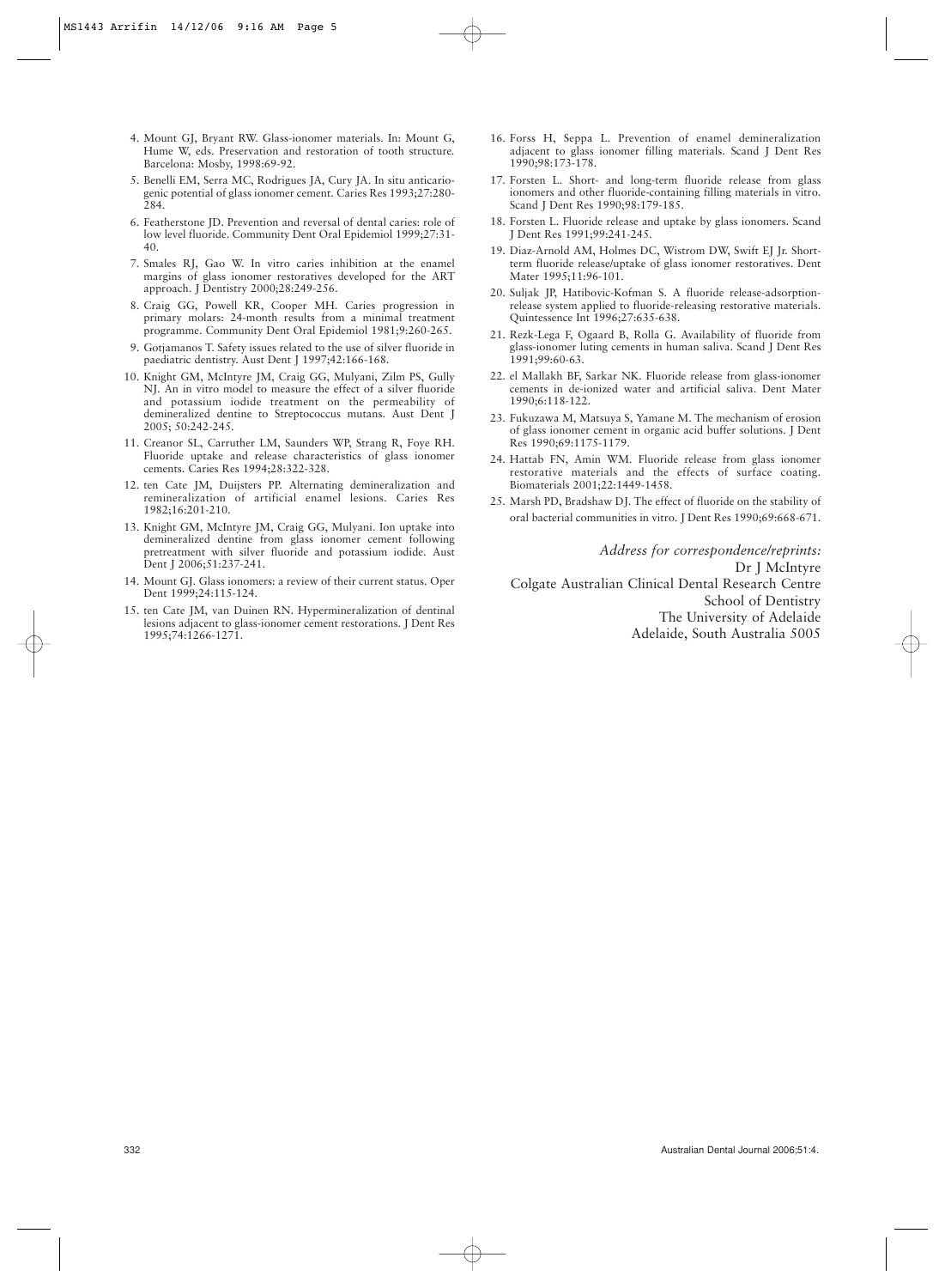4. Mount GJ, Bryant RW. Glass-ionomer materials. In: Mount G, Hume W, eds. Preservation and restoration of tooth structure. Barcelona: Mosby, 1998:69-92.
5. Benelli EM, Serra MC, Rodrigues JA, Cury JA. In situ anticariogenic potential of glass ionomer cement. Caries Res 1993;27:280-284.
6. Featherstone JD. Prevention and reversal of dental caries: role of low level fluoride. Community Dent Oral Epidemiol 1999;27:31-40.
7. Smales RJ, Gao W. In vitro caries inhibition at the enamel margins of glass ionomer restoratives developed for the ART approach. J Dentistry 2000;28:249-256.
8. Craig GG, Powell KR, Cooper MH. Caries progression in primary molars: 24-month results from a minimal treatment programme. Community Dent Oral Epidemiol 1981;9:260-265.
9. Gotjamanos T. Safety issues related to the use of silver fluoride in paediatric dentistry. Aust Dent J 1997;42:166-168.
10. Knight GM, McIntyre JM, Craig GG, Mulyani, Zilm PS, Gully NJ. An in vitro model to measure the effect of a silver fluoride and potassium iodide treatment on the permeability of demineralized dentine to Streptococcus mutans. Aust Dent J 2005; 50:242-245.
11. Creanor SL, Carruther LM, Saunders WP, Strang R, Foye RH. Fluoride uptake and release characteristics of glass ionomer cements. Caries Res 1994;28:322-328.
12. ten Cate JM, Duijsters PP. Alternating demineralization and remineralization of artificial enamel lesions. Caries Res 1982;16:201-210.
13. Knight GM, McIntyre JM, Craig GG, Mulyani. Ion uptake into demineralized dentine from glass ionomer cement following pretreatment with silver fluoride and potassium iodide. Aust Dent J 2006;51:237-241.
14. Mount GJ. Glass ionomers: a review of their current status. Oper Dent 1999;24:115-124.
15. ten Cate JM, van Duinen RN. Hypermineralization of dentinal lesions adjacent to glass-ionomer cement restorations. J Dent Res 1995;74:1266-1271.
16. Forss H, Seppa L. Prevention of enamel demineralization adjacent to glass ionomer filling materials. Scand J Dent Res 1990;98:173-178.
17. Forsten L. Short- and long-term fluoride release from glass ionomers and other fluoride-containing filling materials in vitro. Scand J Dent Res 1990;98:179-185.
18. Forsten L. Fluoride release and uptake by glass ionomers. Scand J Dent Res 1991;99:241-245.
19. Diaz-Arnold AM, Holmes DC, Wistrom DW, Swift EJ Jr. Short-term fluoride release/uptake of glass ionomer restoratives. Dent Mater 1995;11:96-101.
20. Suljak JP, Hatibovic-Kofman S. A fluoride release-adsorption-release system applied to fluoride-releasing restorative materials. Quintessence Int 1996;27:635-638.
21. Rezk-Lega F, Ogaard B, Rolla G. Availability of fluoride from glass-ionomer luting cements in human saliva. Scand J Dent Res 1991;99:60-63.
22. el Mallakh BF, Sarkar NK. Fluoride release from glass-ionomer cements in de-ionized water and artificial saliva. Dent Mater 1990;6:118-122.
23. Fukuzawa M, Matsuya S, Yamane M. The mechanism of erosion of glass ionomer cement in organic acid buffer solutions. J Dent Res 1990;69:1175-1179.
24. Hattab FN, Amin WM. Fluoride release from glass ionomer restorative materials and the effects of surface coating. Biomaterials 2001;22:1449-1458.
25. Marsh PD, Bradshaw DJ. The effect of fluoride on the stability of oral bacterial communities in vitro. J Dent Res 1990;69:668-671.

*Address for correspondence/reprints:*
Dr J McIntyre
Colgate Australian Clinical Dental Research Centre
School of Dentistry
The University of Adelaide
Adelaide, South Australia 5005